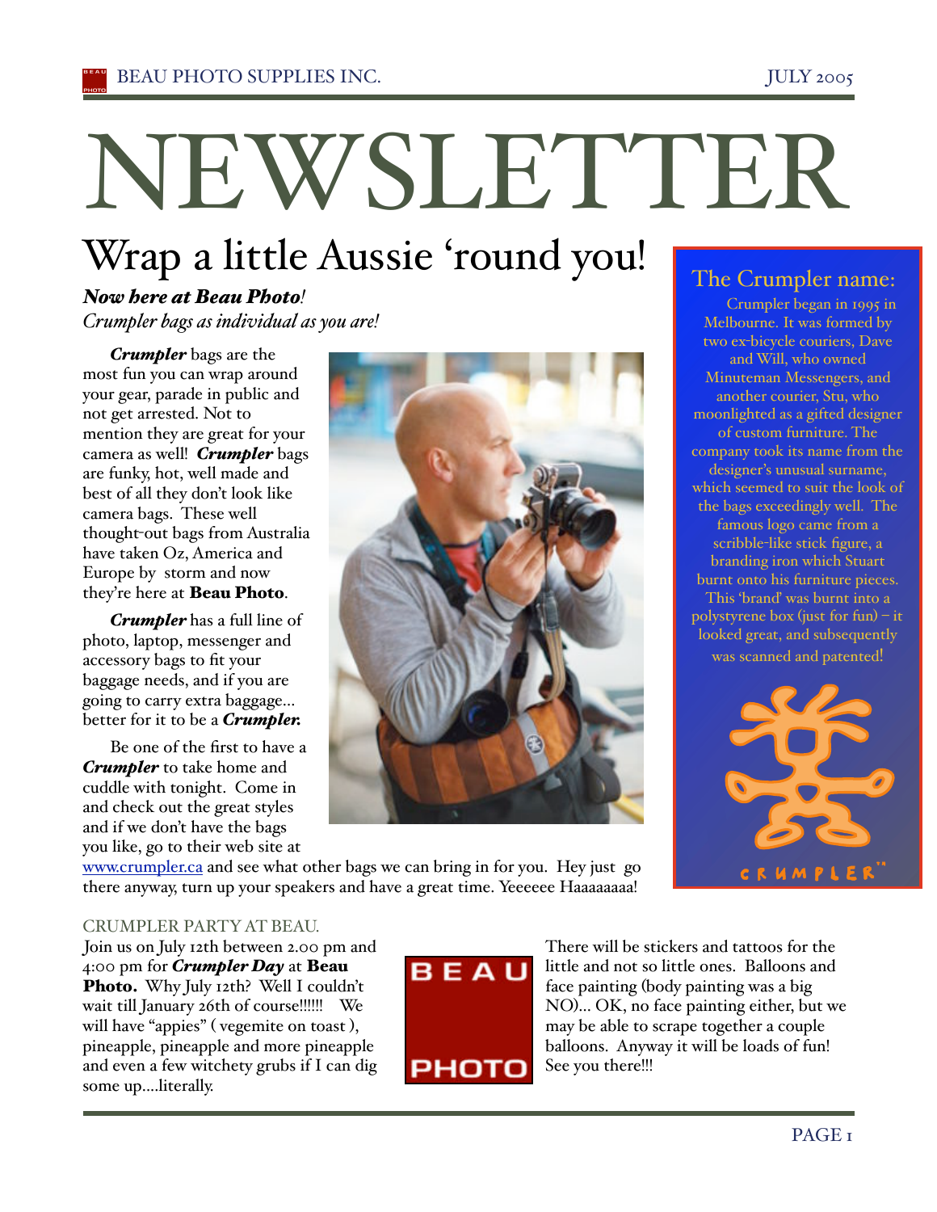# NEWSLETTER

## Wrap a little Aussie 'round you!

***Now here at Beau Photo!***
*Crumpler bags as individual as you are!*

***Crumpler*** bags are the most fun you can wrap around your gear, parade in public and not get arrested. Not to mention they are great for your camera as well! ***Crumpler*** bags are funky, hot, well made and best of all they don't look like camera bags. These well thought-out bags from Australia have taken Oz, America and Europe by storm and now they're here at **Beau Photo**.

***Crumpler*** has a full line of photo, laptop, messenger and accessory bags to fit your baggage needs, and if you are going to carry extra baggage… better for it to be a ***Crumpler.***

Be one of the first to have a ***Crumpler*** to take home and cuddle with tonight. Come in and check out the great styles and if we don't have the bags you like, go to their web site at www.crumpler.ca and see what other bags we can bring in for you. Hey just go there anyway, turn up your speakers and have a great time. Yeeeeee Haaaaaaaa!

### The Crumpler name:

Crumpler began in 1995 in Melbourne. It was formed by two ex-bicycle couriers, Dave and Will, who owned Minuteman Messengers, and another courier, Stu, who moonlighted as a gifted designer of custom furniture. The company took its name from the designer's unusual surname, which seemed to suit the look of the bags exceedingly well. The famous logo came from a scribble-like stick figure, a branding iron which Stuart burnt onto his furniture pieces. This 'brand' was burnt into a polystyrene box (just for fun) – it looked great, and subsequently was scanned and patented!

CRUMPLER™

### CRUMPLER PARTY AT BEAU.

Join us on July 12th between 2.00 pm and 4:00 pm for ***Crumpler Day*** at **Beau Photo.** Why July 12th? Well I couldn't wait till January 26th of course!!!!!! We will have "appies" ( vegemite on toast ), pineapple, pineapple and more pineapple and even a few witchety grubs if I can dig some up….literally.

There will be stickers and tattoos for the little and not so little ones. Balloons and face painting (body painting was a big NO)… OK, no face painting either, but we may be able to scrape together a couple balloons. Anyway it will be loads of fun! See you there!!!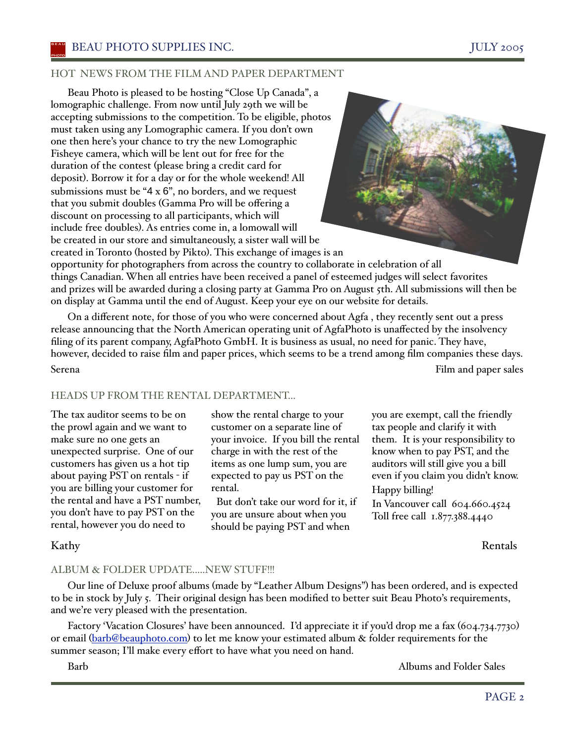## HOT NEWS FROM THE FILM AND PAPER DEPARTMENT

Beau Photo is pleased to be hosting "Close Up Canada", a lomographic challenge. From now until July 29th we will be accepting submissions to the competition. To be eligible, photos must taken using any Lomographic camera. If you don't own one then here's your chance to try the new Lomographic Fisheye camera, which will be lent out for free for the duration of the contest (please bring a credit card for deposit). Borrow it for a day or for the whole weekend! All submissions must be "4 x 6", no borders, and we request that you submit doubles (Gamma Pro will be offering a discount on processing to all participants, which will include free doubles). As entries come in, a lomowall will be created in our store and simultaneously, a sister wall will be created in Toronto (hosted by Pikto). This exchange of images is an opportunity for photographers from across the country to collaborate in celebration of all things Canadian. When all entries have been received a panel of esteemed judges will select favorites and prizes will be awarded during a closing party at Gamma Pro on August 5th. All submissions will then be on display at Gamma until the end of August. Keep your eye on our website for details.

On a different note, for those of you who were concerned about Agfa , they recently sent out a press release announcing that the North American operating unit of AgfaPhoto is unaffected by the insolvency filing of its parent company, AgfaPhoto GmbH. It is business as usual, no need for panic. They have, however, decided to raise film and paper prices, which seems to be a trend among film companies these days.

Serena — Film and paper sales

## HEADS UP FROM THE RENTAL DEPARTMENT...

The tax auditor seems to be on the prowl again and we want to make sure no one gets an unexpected surprise. One of our customers has given us a hot tip about paying PST - if you are billing your customer for the rental and have a PST number, you don't have to pay PST on the rental, however you do need to show the rental charge to your customer on a separate line of your invoice. If you bill the rental charge in with the rest of the items as one lump sum, you are expected to pay us PST on the rental.

But don't take our word for it, if you are unsure about when you should be paying PST and when you are exempt, call the friendly tax people and clarify it with them. It is your responsibility to know when to pay PST, and the auditors will still give you a bill even if you claim you didn't know.

Happy billing!

In Vancouver call 604.660.4524
Toll free call 1.877.388.4440

Kathy — Rentals

## ALBUM & FOLDER UPDATE.....NEW STUFF!!!

Our line of Deluxe proof albums (made by "Leather Album Designs") has been ordered, and is expected to be in stock by July 5. Their original design has been modified to better suit Beau Photo's requirements, and we're very pleased with the presentation.

Factory 'Vacation Closures' have been announced. I'd appreciate it if you'd drop me a fax (604.734.7730) or email (barb@beauphoto.com) to let me know your estimated album & folder requirements for the summer season; I'll make every effort to have what you need on hand.

Barb — Albums and Folder Sales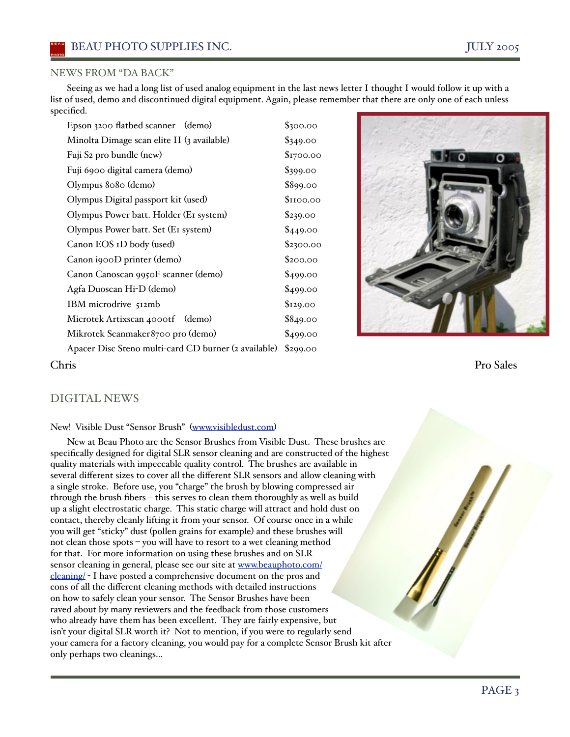## NEWS FROM "DA BACK"

Seeing as we had a long list of used analog equipment in the last news letter I thought I would follow it up with a list of used, demo and discontinued digital equipment. Again, please remember that there are only one of each unless specified.

| Item | Price |
|---|---|
| Epson 3200 flatbed scanner (demo) | $300.00 |
| Minolta Dimage scan elite II (3 available) | $349.00 |
| Fuji S2 pro bundle (new) | $1700.00 |
| Fuji 6900 digital camera (demo) | $399.00 |
| Olympus 8080 (demo) | $899.00 |
| Olympus Digital passport kit (used) | $1100.00 |
| Olympus Power batt. Holder (E1 system) | $239.00 |
| Olympus Power batt. Set (E1 system) | $449.00 |
| Canon EOS 1D body (used) | $2300.00 |
| Canon i900D printer (demo) | $200.00 |
| Canon Canoscan 9950F scanner (demo) | $499.00 |
| Agfa Duoscan Hi-D (demo) | $499.00 |
| IBM microdrive 512mb | $129.00 |
| Microtek Artixscan 4000tf (demo) | $849.00 |
| Mikrotek Scanmaker 8700 pro (demo) | $499.00 |
| Apacer Disc Steno multi-card CD burner (2 available) | $299.00 |

Chris — Pro Sales

## DIGITAL NEWS

New! Visible Dust "Sensor Brush" (www.visibledust.com)

New at Beau Photo are the Sensor Brushes from Visible Dust. These brushes are specifically designed for digital SLR sensor cleaning and are constructed of the highest quality materials with impeccable quality control. The brushes are available in several different sizes to cover all the different SLR sensors and allow cleaning with a single stroke. Before use, you "charge" the brush by blowing compressed air through the brush fibers – this serves to clean them thoroughly as well as build up a slight electrostatic charge. This static charge will attract and hold dust on contact, thereby cleanly lifting it from your sensor. Of course once in a while you will get "sticky" dust (pollen grains for example) and these brushes will not clean those spots – you will have to resort to a wet cleaning method for that. For more information on using these brushes and on SLR sensor cleaning in general, please see our site at www.beauphoto.com/cleaning/ - I have posted a comprehensive document on the pros and cons of all the different cleaning methods with detailed instructions on how to safely clean your sensor. The Sensor Brushes have been raved about by many reviewers and the feedback from those customers who already have them has been excellent. They are fairly expensive, but isn't your digital SLR worth it? Not to mention, if you were to regularly send your camera for a factory cleaning, you would pay for a complete Sensor Brush kit after only perhaps two cleanings...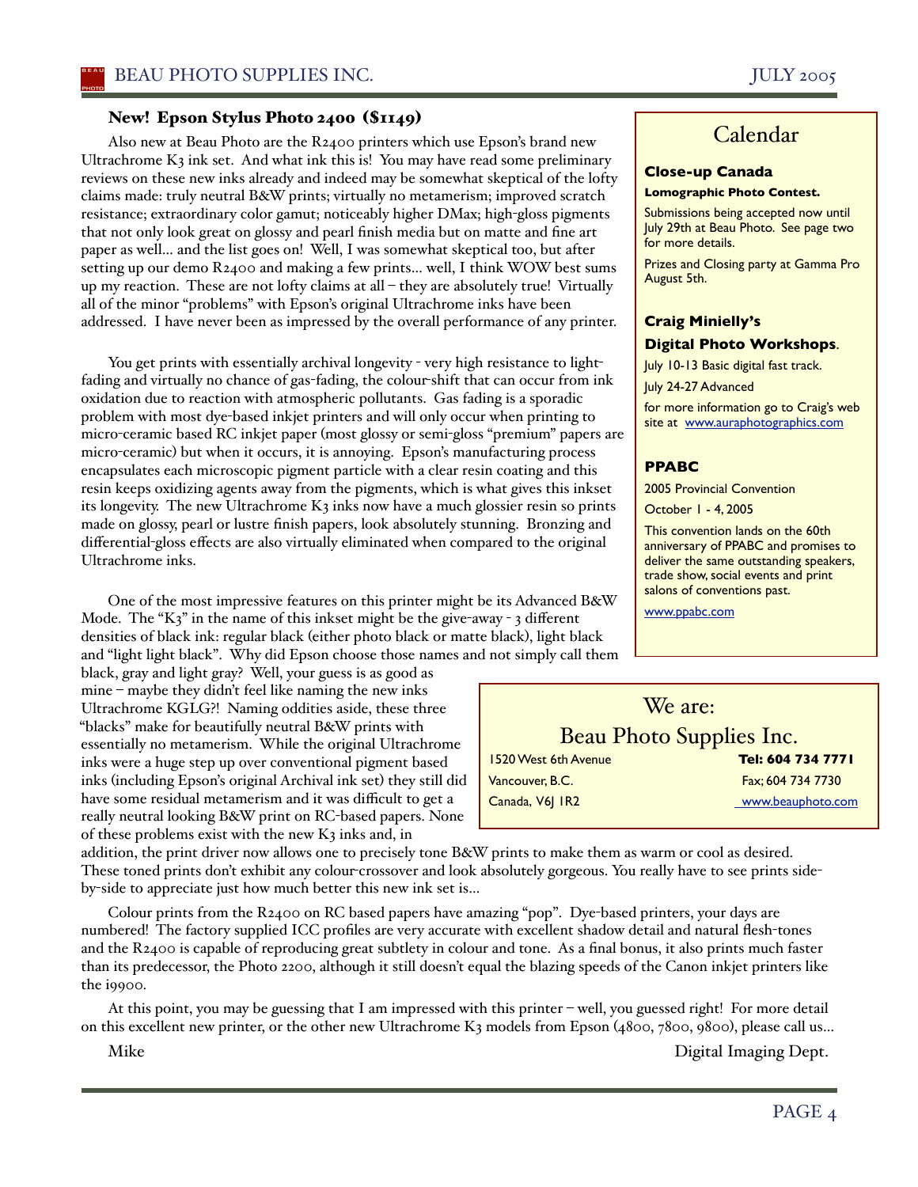## New! Epson Stylus Photo 2400 ($1149)

Also new at Beau Photo are the R2400 printers which use Epson's brand new Ultrachrome K3 ink set. And what ink this is! You may have read some preliminary reviews on these new inks already and indeed may be somewhat skeptical of the lofty claims made: truly neutral B&W prints; virtually no metamerism; improved scratch resistance; extraordinary color gamut; noticeably higher DMax; high-gloss pigments that not only look great on glossy and pearl finish media but on matte and fine art paper as well… and the list goes on! Well, I was somewhat skeptical too, but after setting up our demo R2400 and making a few prints… well, I think WOW best sums up my reaction. These are not lofty claims at all – they are absolutely true! Virtually all of the minor "problems" with Epson's original Ultrachrome inks have been addressed. I have never been as impressed by the overall performance of any printer.

You get prints with essentially archival longevity - very high resistance to light-fading and virtually no chance of gas-fading, the colour-shift that can occur from ink oxidation due to reaction with atmospheric pollutants. Gas fading is a sporadic problem with most dye-based inkjet printers and will only occur when printing to micro-ceramic based RC inkjet paper (most glossy or semi-gloss "premium" papers are micro-ceramic) but when it occurs, it is annoying. Epson's manufacturing process encapsulates each microscopic pigment particle with a clear resin coating and this resin keeps oxidizing agents away from the pigments, which is what gives this inkset its longevity. The new Ultrachrome K3 inks now have a much glossier resin so prints made on glossy, pearl or lustre finish papers, look absolutely stunning. Bronzing and differential-gloss effects are also virtually eliminated when compared to the original Ultrachrome inks.

One of the most impressive features on this printer might be its Advanced B&W Mode. The "K3" in the name of this inkset might be the give-away - 3 different densities of black ink: regular black (either photo black or matte black), light black and "light light black". Why did Epson choose those names and not simply call them black, gray and light gray? Well, your guess is as good as mine – maybe they didn't feel like naming the new inks Ultrachrome KGLG?! Naming oddities aside, these three "blacks" make for beautifully neutral B&W prints with essentially no metamerism. While the original Ultrachrome inks were a huge step up over conventional pigment based inks (including Epson's original Archival ink set) they still did have some residual metamerism and it was difficult to get a really neutral looking B&W print on RC-based papers. None of these problems exist with the new K3 inks and, in addition, the print driver now allows one to precisely tone B&W prints to make them as warm or cool as desired. These toned prints don't exhibit any colour-crossover and look absolutely gorgeous. You really have to see prints side-by-side to appreciate just how much better this new ink set is…

Colour prints from the R2400 on RC based papers have amazing "pop". Dye-based printers, your days are numbered! The factory supplied ICC profiles are very accurate with excellent shadow detail and natural flesh-tones and the R2400 is capable of reproducing great subtlety in colour and tone. As a final bonus, it also prints much faster than its predecessor, the Photo 2200, although it still doesn't equal the blazing speeds of the Canon inkjet printers like the i9900.

At this point, you may be guessing that I am impressed with this printer – well, you guessed right! For more detail on this excellent new printer, or the other new Ultrachrome K3 models from Epson (4800, 7800, 9800), please call us…

Mike — Digital Imaging Dept.

## Calendar

**Close-up Canada**

**Lomographic Photo Contest.**

Submissions being accepted now until July 29th at Beau Photo. See page two for more details.

Prizes and Closing party at Gamma Pro August 5th.

**Craig Minielly's**

**Digital Photo Workshops**.

July 10-13 Basic digital fast track.

July 24-27 Advanced

for more information go to Craig's web site at www.auraphotographics.com

**PPABC**

2005 Provincial Convention

October 1 - 4, 2005

This convention lands on the 60th anniversary of PPABC and promises to deliver the same outstanding speakers, trade show, social events and print salons of conventions past.

www.ppabc.com

## We are:

## Beau Photo Supplies Inc.

1520 West 6th Avenue
Vancouver, B.C.
Canada, V6J 1R2

**Tel: 604 734 7771**
Fax; 604 734 7730
www.beauphoto.com